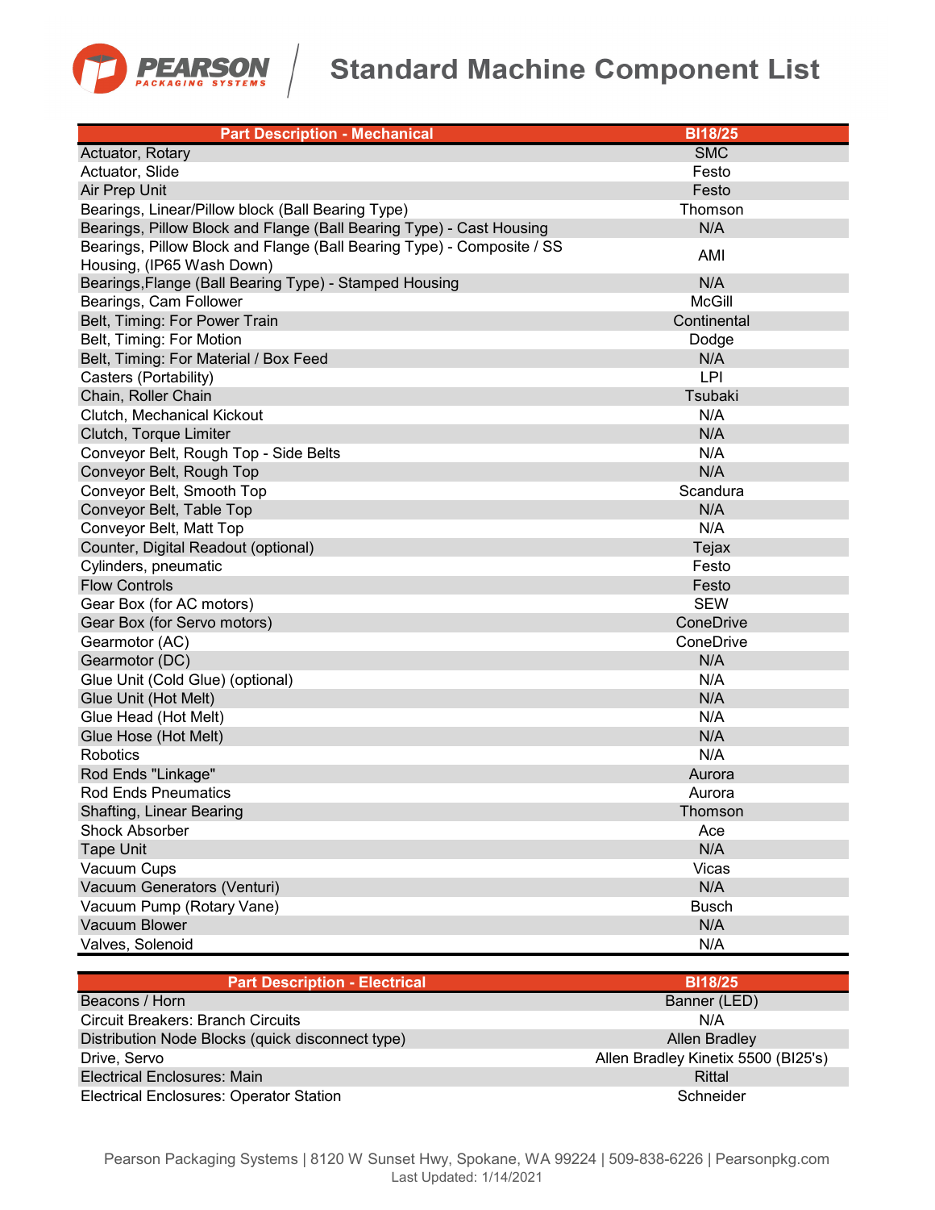# Standard Machine Component List

| Part Description - Mechanical | BI18/25 |
|---|---|
| Actuator, Rotary | SMC |
| Actuator, Slide | Festo |
| Air Prep Unit | Festo |
| Bearings, Linear/Pillow block (Ball Bearing Type) | Thomson |
| Bearings, Pillow Block and Flange (Ball Bearing Type) - Cast Housing | N/A |
| Bearings, Pillow Block and Flange (Ball Bearing Type) - Composite / SS Housing, (IP65 Wash Down) | AMI |
| Bearings,Flange (Ball Bearing Type) - Stamped Housing | N/A |
| Bearings, Cam Follower | McGill |
| Belt, Timing: For Power Train | Continental |
| Belt, Timing: For Motion | Dodge |
| Belt, Timing: For Material / Box Feed | N/A |
| Casters (Portability) | LPI |
| Chain, Roller Chain | Tsubaki |
| Clutch, Mechanical Kickout | N/A |
| Clutch, Torque Limiter | N/A |
| Conveyor Belt, Rough Top - Side Belts | N/A |
| Conveyor Belt, Rough Top | N/A |
| Conveyor Belt, Smooth Top | Scandura |
| Conveyor Belt, Table Top | N/A |
| Conveyor Belt, Matt Top | N/A |
| Counter, Digital Readout (optional) | Tejax |
| Cylinders, pneumatic | Festo |
| Flow Controls | Festo |
| Gear Box (for AC motors) | SEW |
| Gear Box (for Servo motors) | ConeDrive |
| Gearmotor (AC) | ConeDrive |
| Gearmotor (DC) | N/A |
| Glue Unit (Cold Glue) (optional) | N/A |
| Glue Unit (Hot Melt) | N/A |
| Glue Head (Hot Melt) | N/A |
| Glue Hose (Hot Melt) | N/A |
| Robotics | N/A |
| Rod Ends "Linkage" | Aurora |
| Rod Ends Pneumatics | Aurora |
| Shafting, Linear Bearing | Thomson |
| Shock Absorber | Ace |
| Tape Unit | N/A |
| Vacuum Cups | Vicas |
| Vacuum Generators (Venturi) | N/A |
| Vacuum Pump (Rotary Vane) | Busch |
| Vacuum Blower | N/A |
| Valves, Solenoid | N/A |

| Part Description - Electrical | BI18/25 |
|---|---|
| Beacons / Horn | Banner (LED) |
| Circuit Breakers: Branch Circuits | N/A |
| Distribution Node Blocks (quick disconnect type) | Allen Bradley |
| Drive, Servo | Allen Bradley Kinetix 5500 (BI25's) |
| Electrical Enclosures: Main | Rittal |
| Electrical Enclosures: Operator Station | Schneider |

Pearson Packaging Systems | 8120 W Sunset Hwy, Spokane, WA 99224 | 509-838-6226 | Pearsonpkg.com
Last Updated: 1/14/2021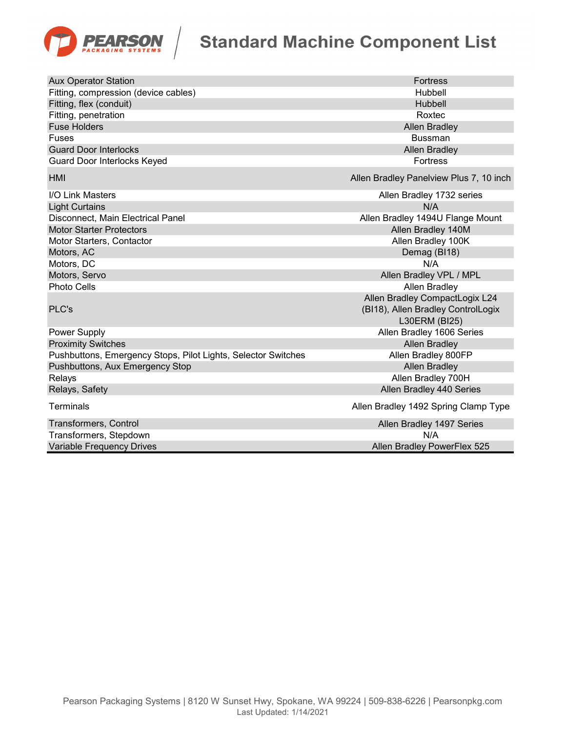# Standard Machine Component List

| | |
|---|---|
| Aux Operator Station | Fortress |
| Fitting, compression (device cables) | Hubbell |
| Fitting, flex (conduit) | Hubbell |
| Fitting, penetration | Roxtec |
| Fuse Holders | Allen Bradley |
| Fuses | Bussman |
| Guard Door Interlocks | Allen Bradley |
| Guard Door Interlocks Keyed | Fortress |
| HMI | Allen Bradley Panelview Plus 7, 10 inch |
| I/O Link Masters | Allen Bradley 1732 series |
| Light Curtains | N/A |
| Disconnect, Main Electrical Panel | Allen Bradley 1494U Flange Mount |
| Motor Starter Protectors | Allen Bradley 140M |
| Motor Starters, Contactor | Allen Bradley 100K |
| Motors, AC | Demag (BI18) |
| Motors, DC | N/A |
| Motors, Servo | Allen Bradley VPL / MPL |
| Photo Cells | Allen Bradley |
| PLC's | Allen Bradley CompactLogix L24 (BI18), Allen Bradley ControlLogix L30ERM (BI25) |
| Power Supply | Allen Bradley 1606 Series |
| Proximity Switches | Allen Bradley |
| Pushbuttons, Emergency Stops, Pilot Lights, Selector Switches | Allen Bradley 800FP |
| Pushbuttons, Aux Emergency Stop | Allen Bradley |
| Relays | Allen Bradley 700H |
| Relays, Safety | Allen Bradley 440 Series |
| Terminals | Allen Bradley 1492 Spring Clamp Type |
| Transformers, Control | Allen Bradley 1497 Series |
| Transformers, Stepdown | N/A |
| Variable Frequency Drives | Allen Bradley PowerFlex 525 |

Pearson Packaging Systems | 8120 W Sunset Hwy, Spokane, WA 99224 | 509-838-6226 | Pearsonpkg.com
Last Updated: 1/14/2021